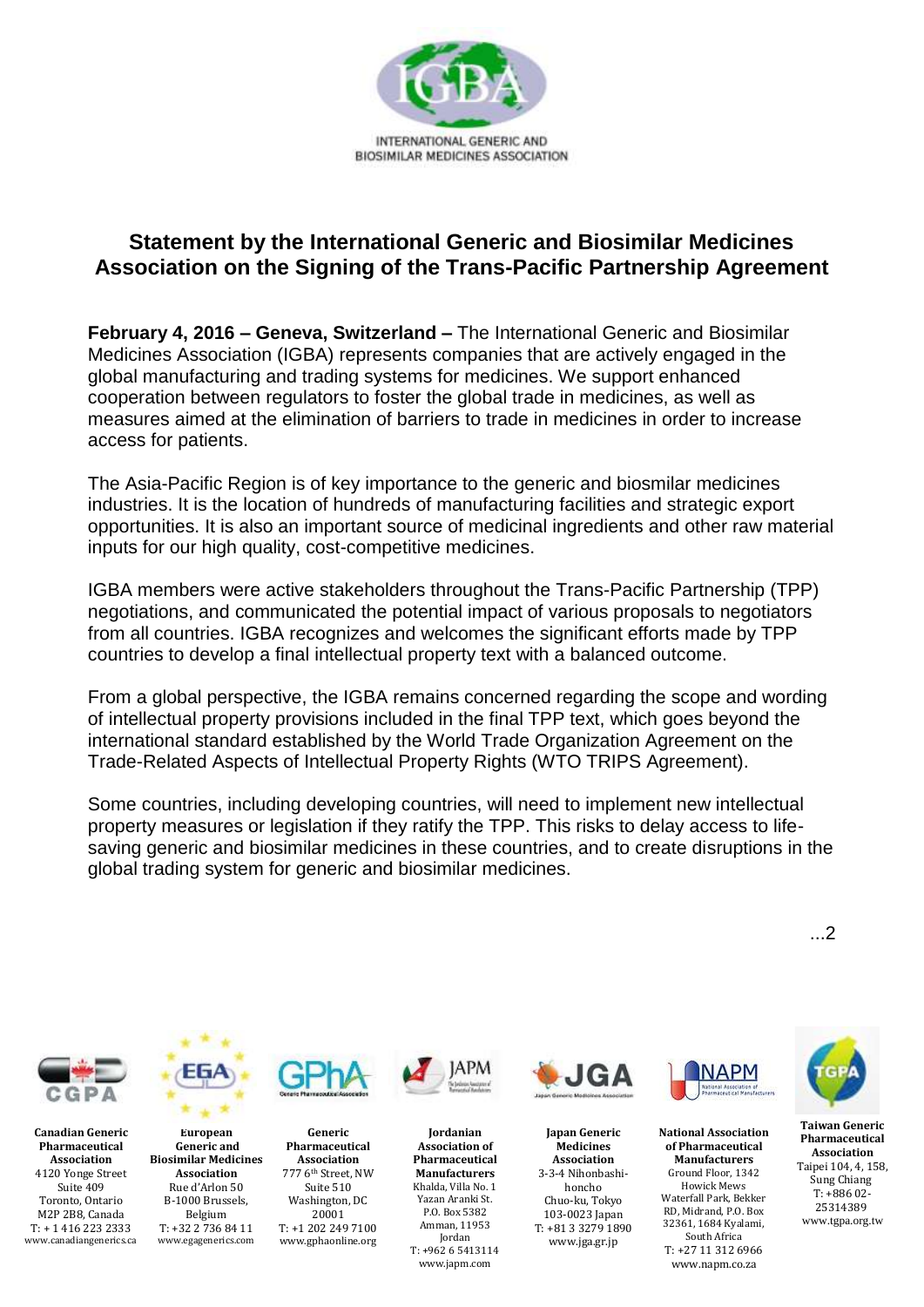INTERNATIONAL GENERIC AND BIOSIMILAR MEDICINES ASSOCIATION

# Statement by the International Generic and Biosimilar Medicines Association on the Signing of the Trans-Pacific Partnership Agreement

**February 4, 2016 – Geneva, Switzerland –** The International Generic and Biosimilar Medicines Association (IGBA) represents companies that are actively engaged in the global manufacturing and trading systems for medicines. We support enhanced cooperation between regulators to foster the global trade in medicines, as well as measures aimed at the elimination of barriers to trade in medicines in order to increase access for patients.

The Asia-Pacific Region is of key importance to the generic and biosmilar medicines industries. It is the location of hundreds of manufacturing facilities and strategic export opportunities. It is also an important source of medicinal ingredients and other raw material inputs for our high quality, cost-competitive medicines.

IGBA members were active stakeholders throughout the Trans-Pacific Partnership (TPP) negotiations, and communicated the potential impact of various proposals to negotiators from all countries. IGBA recognizes and welcomes the significant efforts made by TPP countries to develop a final intellectual property text with a balanced outcome.

From a global perspective, the IGBA remains concerned regarding the scope and wording of intellectual property provisions included in the final TPP text, which goes beyond the international standard established by the World Trade Organization Agreement on the Trade-Related Aspects of Intellectual Property Rights (WTO TRIPS Agreement).

Some countries, including developing countries, will need to implement new intellectual property measures or legislation if they ratify the TPP. This risks to delay access to life-saving generic and biosimilar medicines in these countries, and to create disruptions in the global trading system for generic and biosimilar medicines.

...2

**Canadian Generic Pharmaceutical Association**
4120 Yonge Street
Suite 409
Toronto, Ontario
M2P 2B8, Canada
T: + 1 416 223 2333
www.canadiangenerics.ca

**European Generic and Biosimilar Medicines Association**
Rue d'Arlon 50
B-1000 Brussels,
Belgium
T: +32 2 736 84 11
www.egagenerics.com

**Generic Pharmaceutical Association**
777 6th Street, NW
Suite 510
Washington, DC
20001
T: +1 202 249 7100
www.gphaonline.org

**Jordanian Association of Pharmaceutical Manufacturers**
Khalda, Villa No. 1
Yazan Aranki St.
P.O. Box 5382
Amman, 11953
Jordan
T: +962 6 5413114
www.japm.com

**Japan Generic Medicines Association**
3-3-4 Nihonbashi-honcho
Chuo-ku, Tokyo
103-0023 Japan
T: +81 3 3279 1890
www.jga.gr.jp

**National Association of Pharmaceutical Manufacturers**
Ground Floor, 1342
Howick Mews
Waterfall Park, Bekker
RD, Midrand, P.O. Box
32361, 1684 Kyalami,
South Africa
T: +27 11 312 6966
www.napm.co.za

**Taiwan Generic Pharmaceutical Association**
Taipei 104, 4, 158,
Sung Chiang
T: +886 02-25314389
www.tgpa.org.tw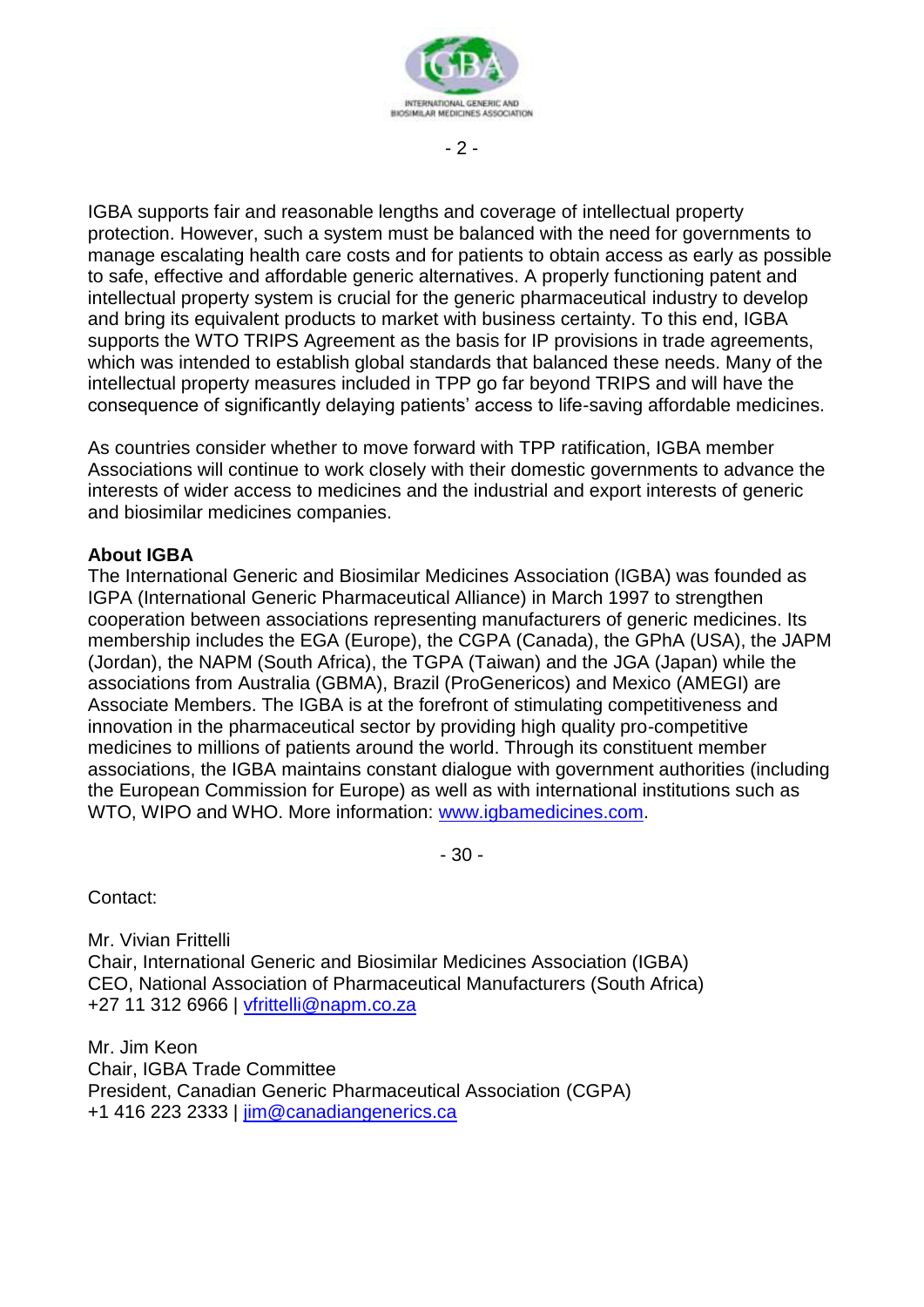IGBA supports fair and reasonable lengths and coverage of intellectual property protection. However, such a system must be balanced with the need for governments to manage escalating health care costs and for patients to obtain access as early as possible to safe, effective and affordable generic alternatives. A properly functioning patent and intellectual property system is crucial for the generic pharmaceutical industry to develop and bring its equivalent products to market with business certainty. To this end, IGBA supports the WTO TRIPS Agreement as the basis for IP provisions in trade agreements, which was intended to establish global standards that balanced these needs. Many of the intellectual property measures included in TPP go far beyond TRIPS and will have the consequence of significantly delaying patients' access to life-saving affordable medicines.

As countries consider whether to move forward with TPP ratification, IGBA member Associations will continue to work closely with their domestic governments to advance the interests of wider access to medicines and the industrial and export interests of generic and biosimilar medicines companies.

**About IGBA**

The International Generic and Biosimilar Medicines Association (IGBA) was founded as IGPA (International Generic Pharmaceutical Alliance) in March 1997 to strengthen cooperation between associations representing manufacturers of generic medicines. Its membership includes the EGA (Europe), the CGPA (Canada), the GPhA (USA), the JAPM (Jordan), the NAPM (South Africa), the TGPA (Taiwan) and the JGA (Japan) while the associations from Australia (GBMA), Brazil (ProGenericos) and Mexico (AMEGI) are Associate Members. The IGBA is at the forefront of stimulating competitiveness and innovation in the pharmaceutical sector by providing high quality pro-competitive medicines to millions of patients around the world. Through its constituent member associations, the IGBA maintains constant dialogue with government authorities (including the European Commission for Europe) as well as with international institutions such as WTO, WIPO and WHO. More information: www.igbamedicines.com.

- 30 -

Contact:

Mr. Vivian Frittelli
Chair, International Generic and Biosimilar Medicines Association (IGBA)
CEO, National Association of Pharmaceutical Manufacturers (South Africa)
+27 11 312 6966 | vfrittelli@napm.co.za

Mr. Jim Keon
Chair, IGBA Trade Committee
President, Canadian Generic Pharmaceutical Association (CGPA)
+1 416 223 2333 | jim@canadiangenerics.ca